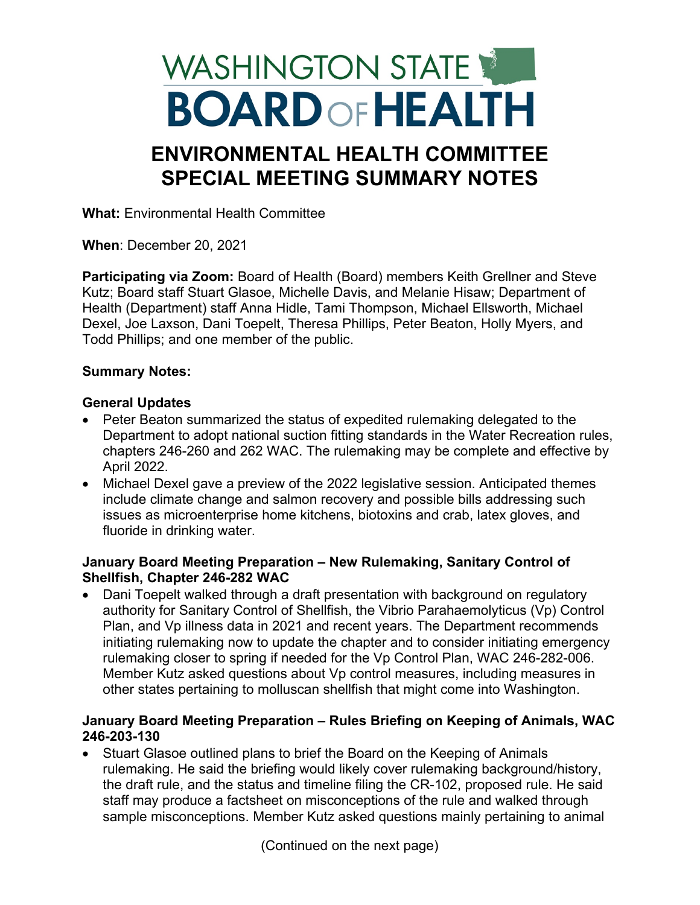# WASHINGTON STATE BOARD OF HEALTH

## ENVIRONMENTAL HEALTH COMMITTEE SPECIAL MEETING SUMMARY NOTES

**What:** Environmental Health Committee

**When**: December 20, 2021

**Participating via Zoom:** Board of Health (Board) members Keith Grellner and Steve Kutz; Board staff Stuart Glasoe, Michelle Davis, and Melanie Hisaw; Department of Health (Department) staff Anna Hidle, Tami Thompson, Michael Ellsworth, Michael Dexel, Joe Laxson, Dani Toepelt, Theresa Phillips, Peter Beaton, Holly Myers, and Todd Phillips; and one member of the public.

**Summary Notes:**

**General Updates**

- Peter Beaton summarized the status of expedited rulemaking delegated to the Department to adopt national suction fitting standards in the Water Recreation rules, chapters 246-260 and 262 WAC. The rulemaking may be complete and effective by April 2022.
- Michael Dexel gave a preview of the 2022 legislative session. Anticipated themes include climate change and salmon recovery and possible bills addressing such issues as microenterprise home kitchens, biotoxins and crab, latex gloves, and fluoride in drinking water.

**January Board Meeting Preparation – New Rulemaking, Sanitary Control of Shellfish, Chapter 246-282 WAC**

- Dani Toepelt walked through a draft presentation with background on regulatory authority for Sanitary Control of Shellfish, the Vibrio Parahaemolyticus (Vp) Control Plan, and Vp illness data in 2021 and recent years. The Department recommends initiating rulemaking now to update the chapter and to consider initiating emergency rulemaking closer to spring if needed for the Vp Control Plan, WAC 246-282-006. Member Kutz asked questions about Vp control measures, including measures in other states pertaining to molluscan shellfish that might come into Washington.

**January Board Meeting Preparation – Rules Briefing on Keeping of Animals, WAC 246-203-130**

- Stuart Glasoe outlined plans to brief the Board on the Keeping of Animals rulemaking. He said the briefing would likely cover rulemaking background/history, the draft rule, and the status and timeline filing the CR-102, proposed rule. He said staff may produce a factsheet on misconceptions of the rule and walked through sample misconceptions. Member Kutz asked questions mainly pertaining to animal

(Continued on the next page)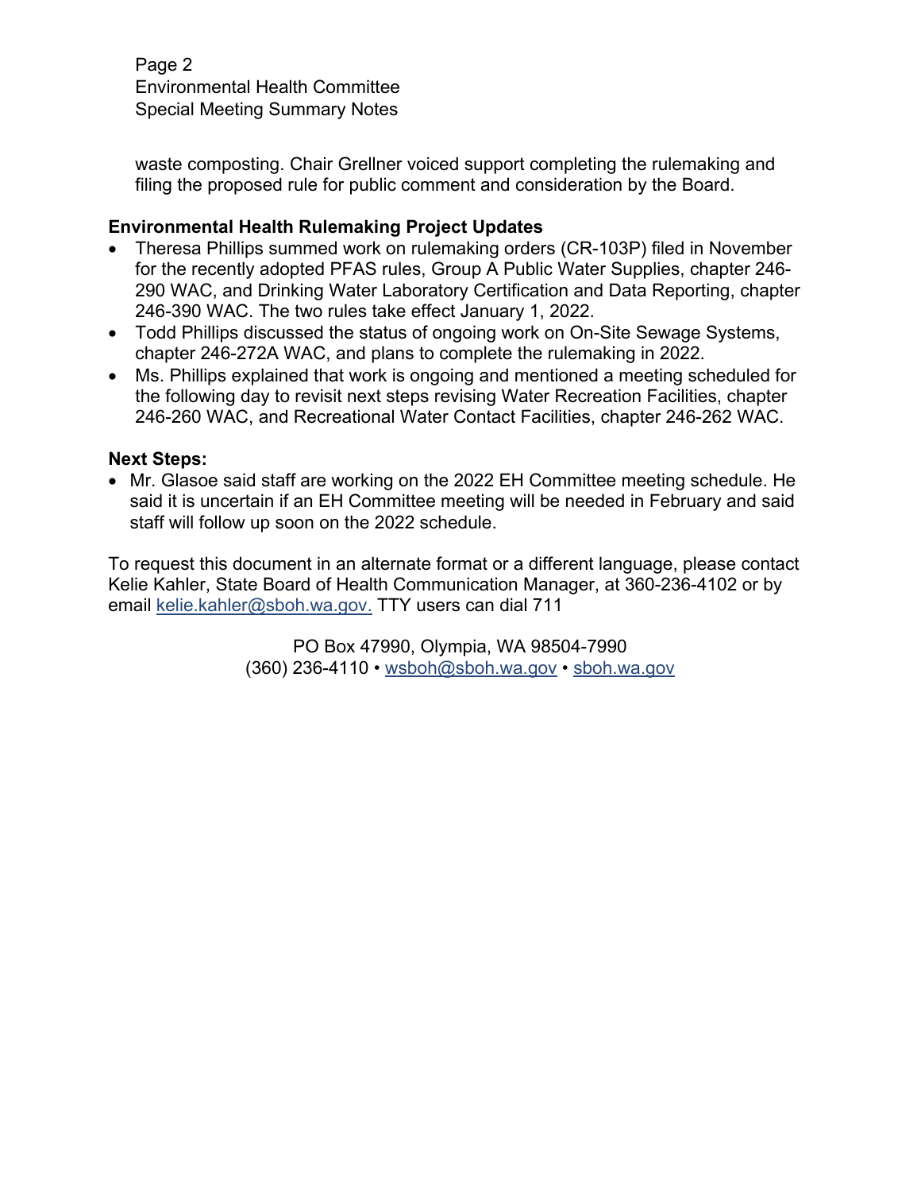waste composting. Chair Grellner voiced support completing the rulemaking and filing the proposed rule for public comment and consideration by the Board.

**Environmental Health Rulemaking Project Updates**

- Theresa Phillips summed work on rulemaking orders (CR-103P) filed in November for the recently adopted PFAS rules, Group A Public Water Supplies, chapter 246-290 WAC, and Drinking Water Laboratory Certification and Data Reporting, chapter 246-390 WAC. The two rules take effect January 1, 2022.
- Todd Phillips discussed the status of ongoing work on On-Site Sewage Systems, chapter 246-272A WAC, and plans to complete the rulemaking in 2022.
- Ms. Phillips explained that work is ongoing and mentioned a meeting scheduled for the following day to revisit next steps revising Water Recreation Facilities, chapter 246-260 WAC, and Recreational Water Contact Facilities, chapter 246-262 WAC.

**Next Steps:**

- Mr. Glasoe said staff are working on the 2022 EH Committee meeting schedule. He said it is uncertain if an EH Committee meeting will be needed in February and said staff will follow up soon on the 2022 schedule.

To request this document in an alternate format or a different language, please contact Kelie Kahler, State Board of Health Communication Manager, at 360-236-4102 or by email [kelie.kahler@sboh.wa.gov.](mailto:kelie.kahler@sboh.wa.gov) TTY users can dial 711

PO Box 47990, Olympia, WA 98504-7990
(360) 236-4110 • [wsboh@sboh.wa.gov](mailto:wsboh@sboh.wa.gov) • [sboh.wa.gov](https://sboh.wa.gov)